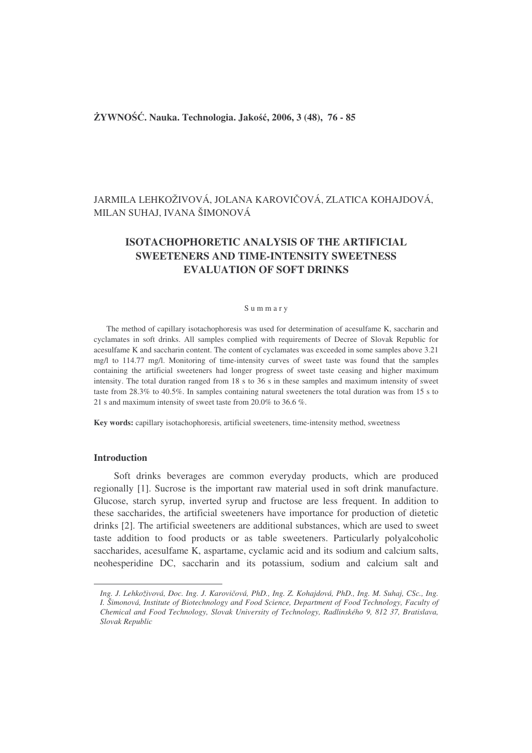JARMILA LEHKOŽIVOVÁ, JOLANA KAROVIČOVÁ, ZLATICA KOHAJDOVÁ, MILAN SUHAJ, IVANA ŠIMONOVÁ

# ISOTACHOPHORETIC ANALYSIS OF THE ARTIFICIAL SWEETENERS AND TIME-INTENSITY SWEETNESS EVALUATION OF SOFT DRINKS

S u m m a r y

The method of capillary isotachophoresis was used for determination of acesulfame K, saccharin and cyclamates in soft drinks. All samples complied with requirements of Decree of Slovak Republic for acesulfame K and saccharin content. The content of cyclamates was exceeded in some samples above 3.21 mg/l to 114.77 mg/l. Monitoring of time-intensity curves of sweet taste was found that the samples containing the artificial sweeteners had longer progress of sweet taste ceasing and higher maximum intensity. The total duration ranged from 18 s to 36 s in these samples and maximum intensity of sweet taste from 28.3% to 40.5%. In samples containing natural sweeteners the total duration was from 15 s to 21 s and maximum intensity of sweet taste from 20.0% to 36.6 %.

**Key words:** capillary isotachophoresis, artificial sweeteners, time-intensity method, sweetness

## Introduction

Soft drinks beverages are common everyday products, which are produced regionally [1]. Sucrose is the important raw material used in soft drink manufacture. Glucose, starch syrup, inverted syrup and fructose are less frequent. In addition to these saccharides, the artificial sweeteners have importance for production of dietetic drinks [2]. The artificial sweeteners are additional substances, which are used to sweet taste addition to food products or as table sweeteners. Particularly polyalcoholic saccharides, acesulfame K, aspartame, cyclamic acid and its sodium and calcium salts, neohesperidine DC, saccharin and its potassium, sodium and calcium salt and

---

*Ing. J. Lehkoživová, Doc. Ing. J. Karovičová, PhD., Ing. Z. Kohajdová, PhD., Ing. M. Suhaj, CSc., Ing. I. Šimonová, Institute of Biotechnology and Food Science, Department of Food Technology, Faculty of Chemical and Food Technology, Slovak University of Technology, Radlinského 9, 812 37, Bratislava, Slovak Republic*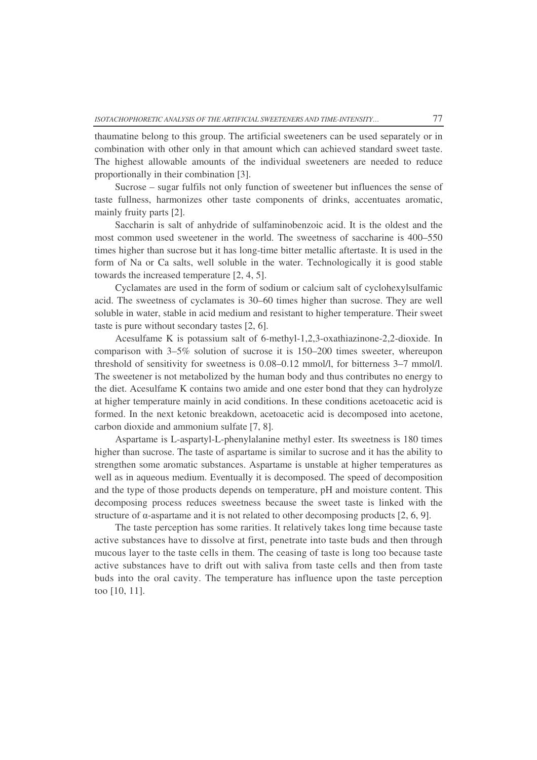thaumatine belong to this group. The artificial sweeteners can be used separately or in combination with other only in that amount which can achieved standard sweet taste. The highest allowable amounts of the individual sweeteners are needed to reduce proportionally in their combination [3].

Sucrose – sugar fulfils not only function of sweetener but influences the sense of taste fullness, harmonizes other taste components of drinks, accentuates aromatic, mainly fruity parts [2].

Saccharin is salt of anhydride of sulfaminobenzoic acid. It is the oldest and the most common used sweetener in the world. The sweetness of saccharine is 400–550 times higher than sucrose but it has long-time bitter metallic aftertaste. It is used in the form of Na or Ca salts, well soluble in the water. Technologically it is good stable towards the increased temperature [2, 4, 5].

Cyclamates are used in the form of sodium or calcium salt of cyclohexylsulfamic acid. The sweetness of cyclamates is 30–60 times higher than sucrose. They are well soluble in water, stable in acid medium and resistant to higher temperature. Their sweet taste is pure without secondary tastes [2, 6].

Acesulfame K is potassium salt of 6-methyl-1,2,3-oxathiazinone-2,2-dioxide. In comparison with 3–5% solution of sucrose it is 150–200 times sweeter, whereupon threshold of sensitivity for sweetness is 0.08–0.12 mmol/l, for bitterness 3–7 mmol/l. The sweetener is not metabolized by the human body and thus contributes no energy to the diet. Acesulfame K contains two amide and one ester bond that they can hydrolyze at higher temperature mainly in acid conditions. In these conditions acetoacetic acid is formed. In the next ketonic breakdown, acetoacetic acid is decomposed into acetone, carbon dioxide and ammonium sulfate [7, 8].

Aspartame is L-aspartyl-L-phenylalanine methyl ester. Its sweetness is 180 times higher than sucrose. The taste of aspartame is similar to sucrose and it has the ability to strengthen some aromatic substances. Aspartame is unstable at higher temperatures as well as in aqueous medium. Eventually it is decomposed. The speed of decomposition and the type of those products depends on temperature, pH and moisture content. This decomposing process reduces sweetness because the sweet taste is linked with the structure of α-aspartame and it is not related to other decomposing products [2, 6, 9].

The taste perception has some rarities. It relatively takes long time because taste active substances have to dissolve at first, penetrate into taste buds and then through mucous layer to the taste cells in them. The ceasing of taste is long too because taste active substances have to drift out with saliva from taste cells and then from taste buds into the oral cavity. The temperature has influence upon the taste perception too [10, 11].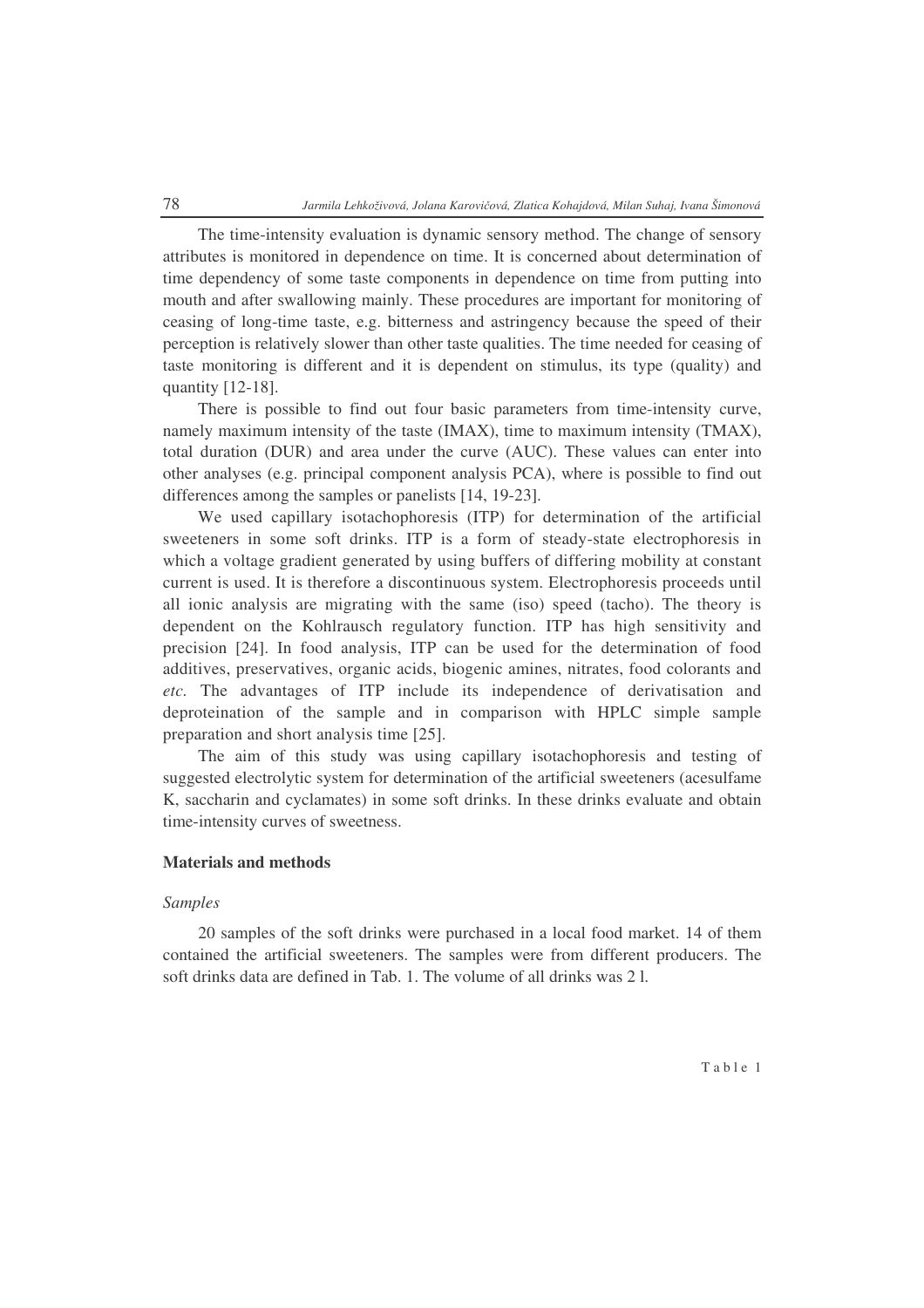The time-intensity evaluation is dynamic sensory method. The change of sensory attributes is monitored in dependence on time. It is concerned about determination of time dependency of some taste components in dependence on time from putting into mouth and after swallowing mainly. These procedures are important for monitoring of ceasing of long-time taste, e.g. bitterness and astringency because the speed of their perception is relatively slower than other taste qualities. The time needed for ceasing of taste monitoring is different and it is dependent on stimulus, its type (quality) and quantity [12-18].

There is possible to find out four basic parameters from time-intensity curve, namely maximum intensity of the taste (IMAX), time to maximum intensity (TMAX), total duration (DUR) and area under the curve (AUC). These values can enter into other analyses (e.g. principal component analysis PCA), where is possible to find out differences among the samples or panelists [14, 19-23].

We used capillary isotachophoresis (ITP) for determination of the artificial sweeteners in some soft drinks. ITP is a form of steady-state electrophoresis in which a voltage gradient generated by using buffers of differing mobility at constant current is used. It is therefore a discontinuous system. Electrophoresis proceeds until all ionic analysis are migrating with the same (iso) speed (tacho). The theory is dependent on the Kohlrausch regulatory function. ITP has high sensitivity and precision [24]. In food analysis, ITP can be used for the determination of food additives, preservatives, organic acids, biogenic amines, nitrates, food colorants and *etc.* The advantages of ITP include its independence of derivatisation and deproteination of the sample and in comparison with HPLC simple sample preparation and short analysis time [25].

The aim of this study was using capillary isotachophoresis and testing of suggested electrolytic system for determination of the artificial sweeteners (acesulfame K, saccharin and cyclamates) in some soft drinks. In these drinks evaluate and obtain time-intensity curves of sweetness.

## Materials and methods

### *Samples*

20 samples of the soft drinks were purchased in a local food market. 14 of them contained the artificial sweeteners. The samples were from different producers. The soft drinks data are defined in Tab. 1. The volume of all drinks was 2 l.

Table 1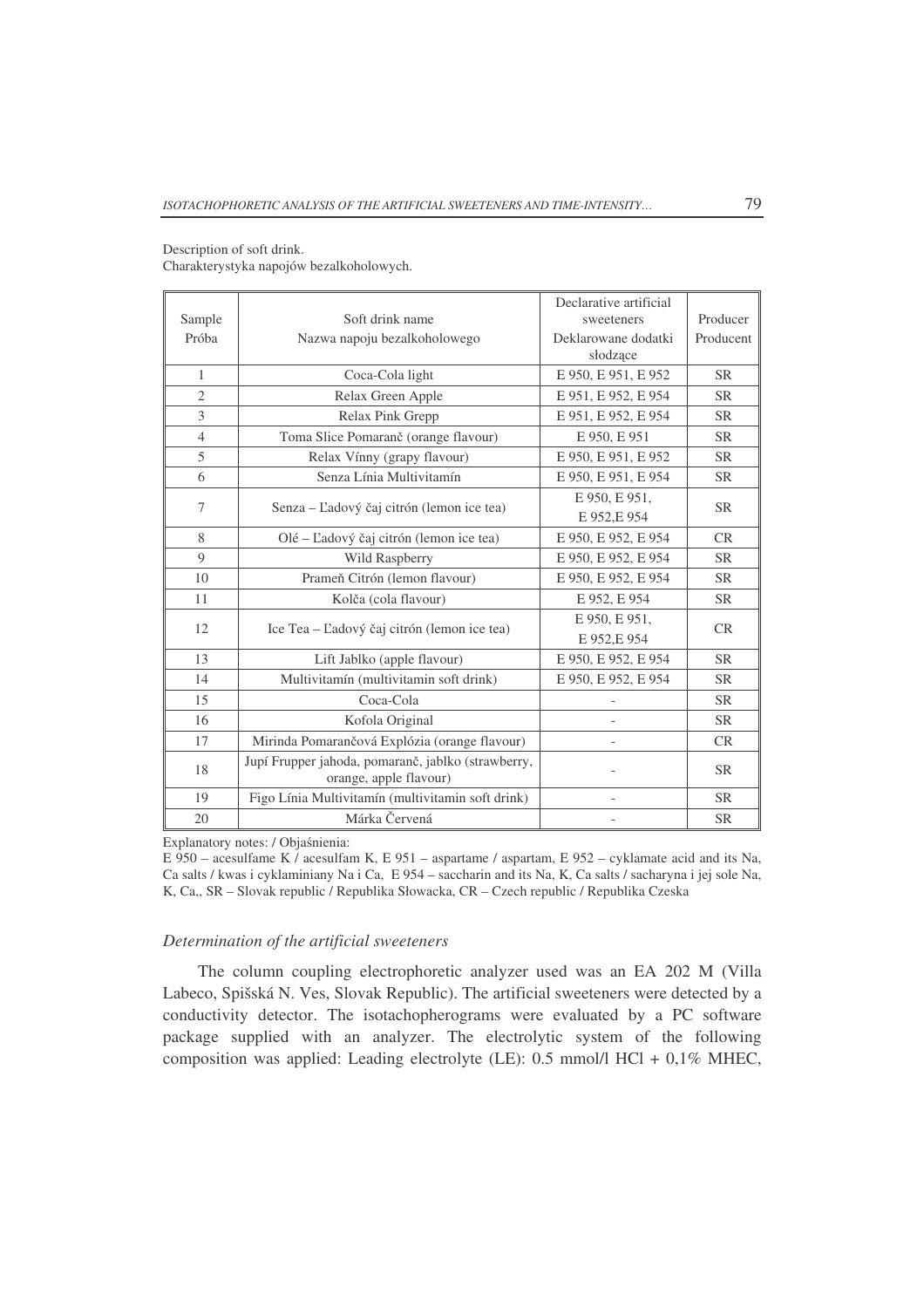Description of soft drink.
Charakterystyka napojów bezalkoholowych.

| Sample<br>Próba | Soft drink name<br>Nazwa napoju bezalkoholowego | Declarative artificial sweeteners<br>Deklarowane dodatki słodzące | Producer<br>Producent |
|---|---|---|---|
| 1 | Coca-Cola light | E 950, E 951, E 952 | SR |
| 2 | Relax Green Apple | E 951, E 952, E 954 | SR |
| 3 | Relax Pink Grepp | E 951, E 952, E 954 | SR |
| 4 | Toma Slice Pomaranč (orange flavour) | E 950, E 951 | SR |
| 5 | Relax Vínny (grapy flavour) | E 950, E 951, E 952 | SR |
| 6 | Senza Línia Multivitamín | E 950, E 951, E 954 | SR |
| 7 | Senza – Ľadový čaj citrón (lemon ice tea) | E 950, E 951, E 952,E 954 | SR |
| 8 | Olé – Ľadový čaj citrón (lemon ice tea) | E 950, E 952, E 954 | CR |
| 9 | Wild Raspberry | E 950, E 952, E 954 | SR |
| 10 | Prameň Citrón (lemon flavour) | E 950, E 952, E 954 | SR |
| 11 | Kolča (cola flavour) | E 952, E 954 | SR |
| 12 | Ice Tea – Ľadový čaj citrón (lemon ice tea) | E 950, E 951, E 952,E 954 | CR |
| 13 | Lift Jablko (apple flavour) | E 950, E 952, E 954 | SR |
| 14 | Multivitamín (multivitamin soft drink) | E 950, E 952, E 954 | SR |
| 15 | Coca-Cola | - | SR |
| 16 | Kofola Original | - | SR |
| 17 | Mirinda Pomarančová Explózia (orange flavour) | - | CR |
| 18 | Jupí Frupper jahoda, pomaranč, jablko (strawberry, orange, apple flavour) | - | SR |
| 19 | Figo Línia Multivitamín (multivitamin soft drink) | - | SR |
| 20 | Márka Červená | - | SR |

Explanatory notes: / Objaśnienia:
E 950 – acesulfame K / acesulfam K, E 951 – aspartame / aspartam, E 952 – cyklamate acid and its Na, Ca salts / kwas i cyklaminiany Na i Ca, E 954 – saccharin and its Na, K, Ca salts / sacharyna i jej sole Na, K, Ca,, SR – Slovak republic / Republika Słowacka, CR – Czech republic / Republika Czeska

### *Determination of the artificial sweeteners*

The column coupling electrophoretic analyzer used was an EA 202 M (Villa Labeco, Spišská N. Ves, Slovak Republic). The artificial sweeteners were detected by a conductivity detector. The isotachopherograms were evaluated by a PC software package supplied with an analyzer. The electrolytic system of the following composition was applied: Leading electrolyte (LE): 0.5 mmol/l HCl + 0,1% MHEC,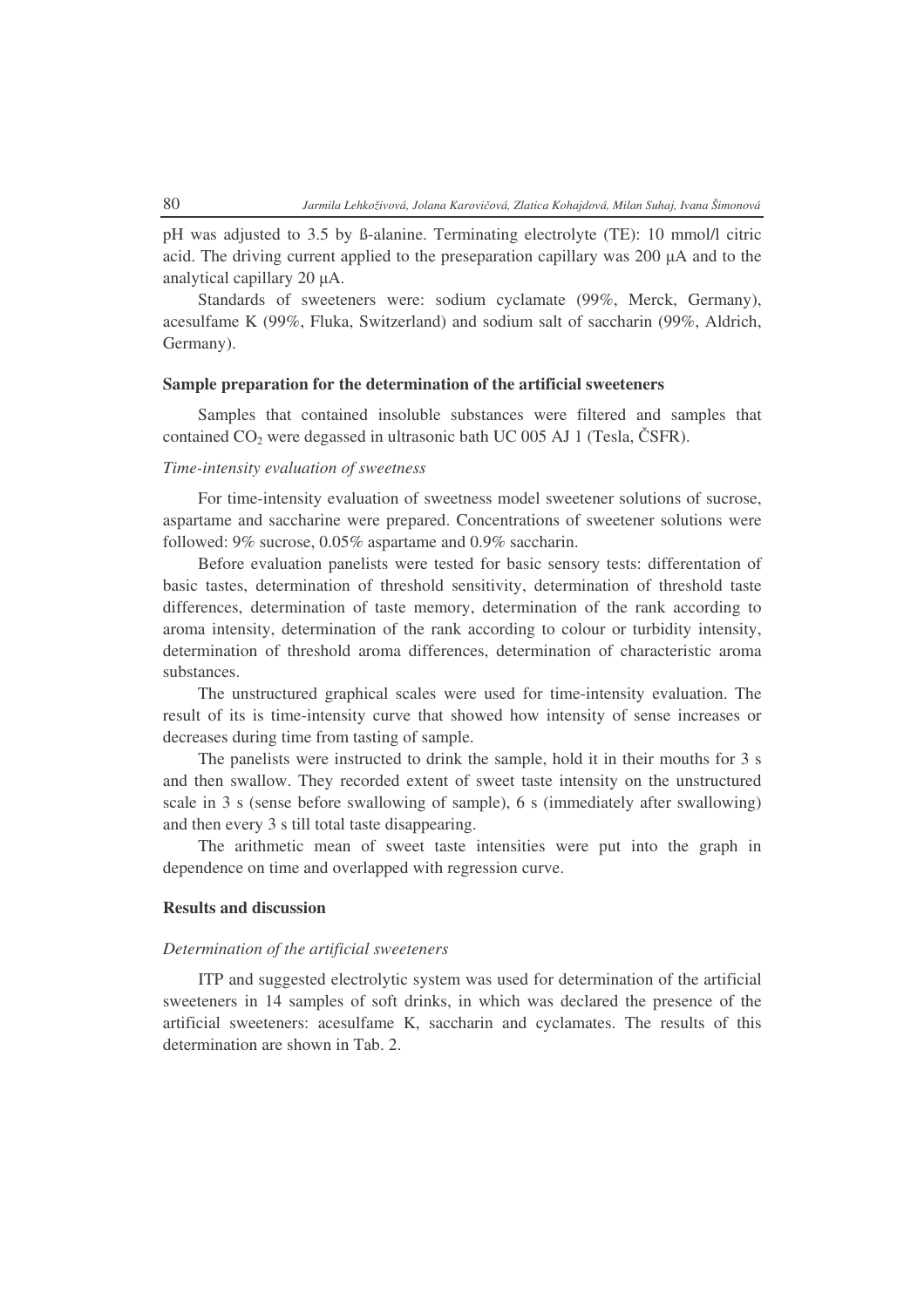pH was adjusted to 3.5 by ß-alanine. Terminating electrolyte (TE): 10 mmol/l citric acid. The driving current applied to the preseparation capillary was 200 µA and to the analytical capillary 20 µA.

Standards of sweeteners were: sodium cyclamate (99%, Merck, Germany), acesulfame K (99%, Fluka, Switzerland) and sodium salt of saccharin (99%, Aldrich, Germany).

### Sample preparation for the determination of the artificial sweeteners

Samples that contained insoluble substances were filtered and samples that contained $CO_2$ were degassed in ultrasonic bath UC 005 AJ 1 (Tesla, ČSFR).

*Time-intensity evaluation of sweetness*

For time-intensity evaluation of sweetness model sweetener solutions of sucrose, aspartame and saccharine were prepared. Concentrations of sweetener solutions were followed: 9% sucrose, 0.05% aspartame and 0.9% saccharin.

Before evaluation panelists were tested for basic sensory tests: differentation of basic tastes, determination of threshold sensitivity, determination of threshold taste differences, determination of taste memory, determination of the rank according to aroma intensity, determination of the rank according to colour or turbidity intensity, determination of threshold aroma differences, determination of characteristic aroma substances.

The unstructured graphical scales were used for time-intensity evaluation. The result of its is time-intensity curve that showed how intensity of sense increases or decreases during time from tasting of sample.

The panelists were instructed to drink the sample, hold it in their mouths for 3 s and then swallow. They recorded extent of sweet taste intensity on the unstructured scale in 3 s (sense before swallowing of sample), 6 s (immediately after swallowing) and then every 3 s till total taste disappearing.

The arithmetic mean of sweet taste intensities were put into the graph in dependence on time and overlapped with regression curve.

### Results and discussion

*Determination of the artificial sweeteners*

ITP and suggested electrolytic system was used for determination of the artificial sweeteners in 14 samples of soft drinks, in which was declared the presence of the artificial sweeteners: acesulfame K, saccharin and cyclamates. The results of this determination are shown in Tab. 2.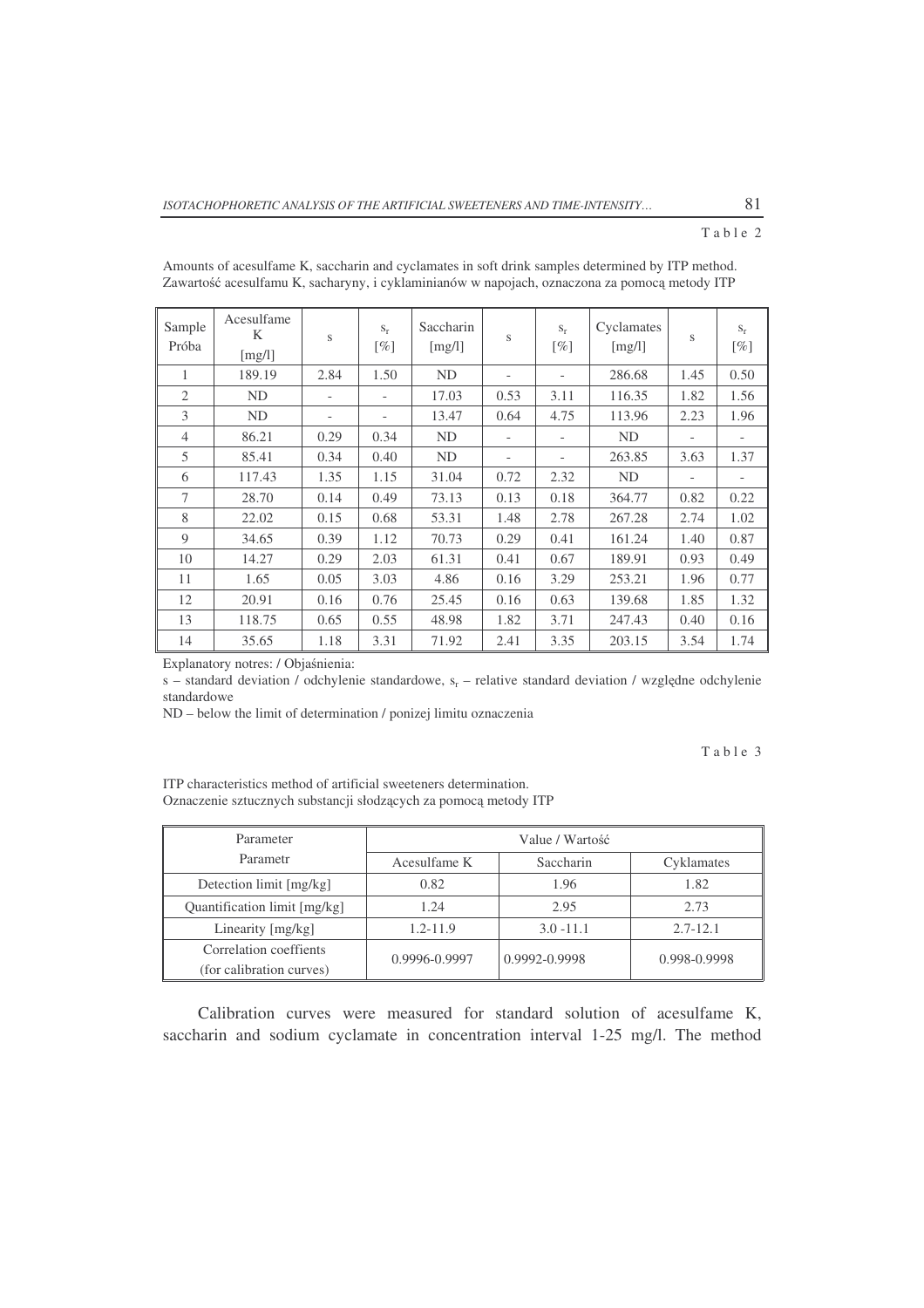Table 2

Amounts of acesulfame K, saccharin and cyclamates in soft drink samples determined by ITP method.
Zawartość acesulfamu K, sacharyny, i cyklaminianów w napojach, oznaczona za pomocą metody ITP

| Sample Próba | Acesulfame K [mg/l] | s | $s_r$ [%] | Saccharin [mg/l] | s | $s_r$ [%] | Cyclamates [mg/l] | s | $s_r$ [%] |
|---|---|---|---|---|---|---|---|---|---|
| 1 | 189.19 | 2.84 | 1.50 | ND | - | - | 286.68 | 1.45 | 0.50 |
| 2 | ND | - | - | 17.03 | 0.53 | 3.11 | 116.35 | 1.82 | 1.56 |
| 3 | ND | - | - | 13.47 | 0.64 | 4.75 | 113.96 | 2.23 | 1.96 |
| 4 | 86.21 | 0.29 | 0.34 | ND | - | - | ND | - | - |
| 5 | 85.41 | 0.34 | 0.40 | ND | - | - | 263.85 | 3.63 | 1.37 |
| 6 | 117.43 | 1.35 | 1.15 | 31.04 | 0.72 | 2.32 | ND | - | - |
| 7 | 28.70 | 0.14 | 0.49 | 73.13 | 0.13 | 0.18 | 364.77 | 0.82 | 0.22 |
| 8 | 22.02 | 0.15 | 0.68 | 53.31 | 1.48 | 2.78 | 267.28 | 2.74 | 1.02 |
| 9 | 34.65 | 0.39 | 1.12 | 70.73 | 0.29 | 0.41 | 161.24 | 1.40 | 0.87 |
| 10 | 14.27 | 0.29 | 2.03 | 61.31 | 0.41 | 0.67 | 189.91 | 0.93 | 0.49 |
| 11 | 1.65 | 0.05 | 3.03 | 4.86 | 0.16 | 3.29 | 253.21 | 1.96 | 0.77 |
| 12 | 20.91 | 0.16 | 0.76 | 25.45 | 0.16 | 0.63 | 139.68 | 1.85 | 1.32 |
| 13 | 118.75 | 0.65 | 0.55 | 48.98 | 1.82 | 3.71 | 247.43 | 0.40 | 0.16 |
| 14 | 35.65 | 1.18 | 3.31 | 71.92 | 2.41 | 3.35 | 203.15 | 3.54 | 1.74 |

Explanatory notres: / Objaśnienia:

s – standard deviation / odchylenie standardowe, $s_r$ – relative standard deviation / względne odchylenie standardowe

ND – below the limit of determination / ponizej limitu oznaczenia

Table 3

ITP characteristics method of artificial sweeteners determination.
Oznaczenie sztucznych substancji słodzących za pomocą metody ITP

| Parameter Parametr | Value / Wartość | | |
|---|---|---|---|
| | Acesulfame K | Saccharin | Cyklamates |
| Detection limit [mg/kg] | 0.82 | 1.96 | 1.82 |
| Quantification limit [mg/kg] | 1.24 | 2.95 | 2.73 |
| Linearity [mg/kg] | 1.2-11.9 | 3.0 -11.1 | 2.7-12.1 |
| Correlation coeffients (for calibration curves) | 0.9996-0.9997 | 0.9992-0.9998 | 0.998-0.9998 |

Calibration curves were measured for standard solution of acesulfame K, saccharin and sodium cyclamate in concentration interval 1-25 mg/l. The method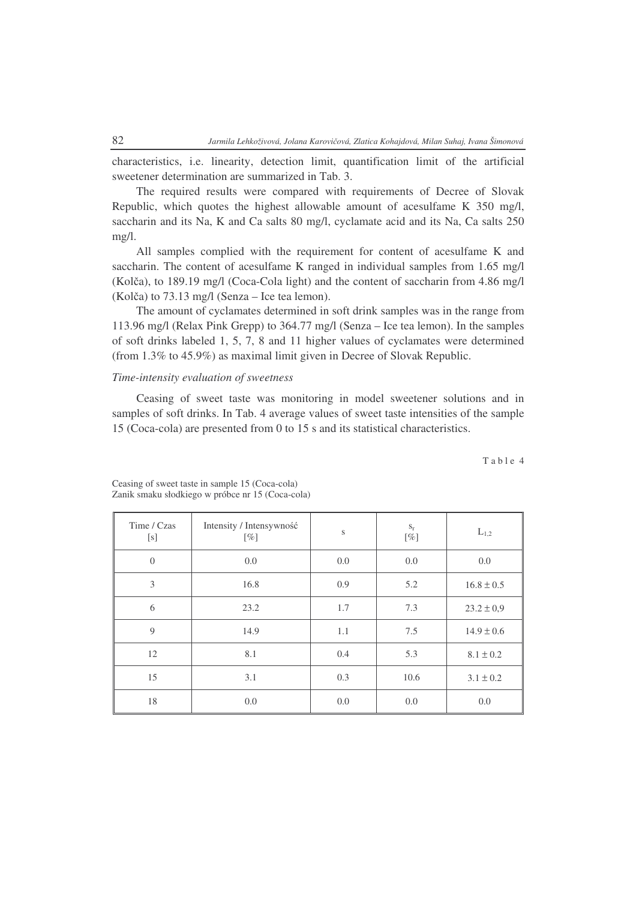characteristics, i.e. linearity, detection limit, quantification limit of the artificial sweetener determination are summarized in Tab. 3.

The required results were compared with requirements of Decree of Slovak Republic, which quotes the highest allowable amount of acesulfame K 350 mg/l, saccharin and its Na, K and Ca salts 80 mg/l, cyclamate acid and its Na, Ca salts 250 mg/l.

All samples complied with the requirement for content of acesulfame K and saccharin. The content of acesulfame K ranged in individual samples from 1.65 mg/l (Kolča), to 189.19 mg/l (Coca-Cola light) and the content of saccharin from 4.86 mg/l (Kolča) to 73.13 mg/l (Senza – Ice tea lemon).

The amount of cyclamates determined in soft drink samples was in the range from 113.96 mg/l (Relax Pink Grepp) to 364.77 mg/l (Senza – Ice tea lemon). In the samples of soft drinks labeled 1, 5, 7, 8 and 11 higher values of cyclamates were determined (from 1.3% to 45.9%) as maximal limit given in Decree of Slovak Republic.

*Time-intensity evaluation of sweetness*

Ceasing of sweet taste was monitoring in model sweetener solutions and in samples of soft drinks. In Tab. 4 average values of sweet taste intensities of the sample 15 (Coca-cola) are presented from 0 to 15 s and its statistical characteristics.

Table 4

Ceasing of sweet taste in sample 15 (Coca-cola)
Zanik smaku słodkiego w próbce nr 15 (Coca-cola)

| Time / Czas [s] | Intensity / Intensywność [%] | s | $s_r$ [%] | $L_{1,2}$ |
|---|---|---|---|---|
| 0 | 0.0 | 0.0 | 0.0 | 0.0 |
| 3 | 16.8 | 0.9 | 5.2 | 16.8 ± 0.5 |
| 6 | 23.2 | 1.7 | 7.3 | 23.2 ± 0,9 |
| 9 | 14.9 | 1.1 | 7.5 | 14.9 ± 0.6 |
| 12 | 8.1 | 0.4 | 5.3 | 8.1 ± 0.2 |
| 15 | 3.1 | 0.3 | 10.6 | 3.1 ± 0.2 |
| 18 | 0.0 | 0.0 | 0.0 | 0.0 |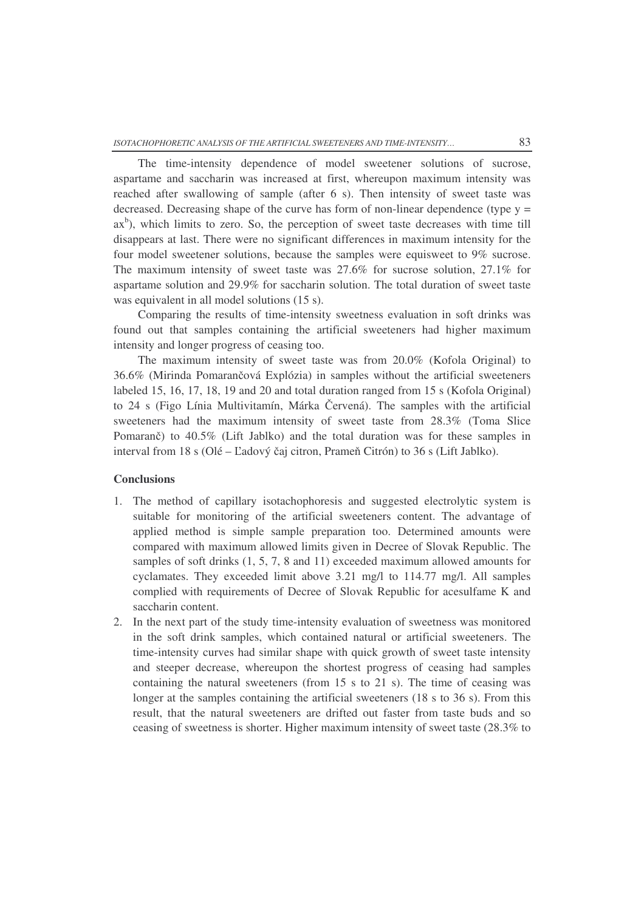The time-intensity dependence of model sweetener solutions of sucrose, aspartame and saccharin was increased at first, whereupon maximum intensity was reached after swallowing of sample (after 6 s). Then intensity of sweet taste was decreased. Decreasing shape of the curve has form of non-linear dependence (type $y = ax^b$), which limits to zero. So, the perception of sweet taste decreases with time till disappears at last. There were no significant differences in maximum intensity for the four model sweetener solutions, because the samples were equisweet to 9% sucrose. The maximum intensity of sweet taste was 27.6% for sucrose solution, 27.1% for aspartame solution and 29.9% for saccharin solution. The total duration of sweet taste was equivalent in all model solutions (15 s).

Comparing the results of time-intensity sweetness evaluation in soft drinks was found out that samples containing the artificial sweeteners had higher maximum intensity and longer progress of ceasing too.

The maximum intensity of sweet taste was from 20.0% (Kofola Original) to 36.6% (Mirinda Pomarančová Explózia) in samples without the artificial sweeteners labeled 15, 16, 17, 18, 19 and 20 and total duration ranged from 15 s (Kofola Original) to 24 s (Figo Línia Multivitamín, Márka Červená). The samples with the artificial sweeteners had the maximum intensity of sweet taste from 28.3% (Toma Slice Pomaranč) to 40.5% (Lift Jablko) and the total duration was for these samples in interval from 18 s (Olé – Ľadový čaj citron, Prameň Citrón) to 36 s (Lift Jablko).

**Conclusions**

1. The method of capillary isotachophoresis and suggested electrolytic system is suitable for monitoring of the artificial sweeteners content. The advantage of applied method is simple sample preparation too. Determined amounts were compared with maximum allowed limits given in Decree of Slovak Republic. The samples of soft drinks (1, 5, 7, 8 and 11) exceeded maximum allowed amounts for cyclamates. They exceeded limit above 3.21 mg/l to 114.77 mg/l. All samples complied with requirements of Decree of Slovak Republic for acesulfame K and saccharin content.
2. In the next part of the study time-intensity evaluation of sweetness was monitored in the soft drink samples, which contained natural or artificial sweeteners. The time-intensity curves had similar shape with quick growth of sweet taste intensity and steeper decrease, whereupon the shortest progress of ceasing had samples containing the natural sweeteners (from 15 s to 21 s). The time of ceasing was longer at the samples containing the artificial sweeteners (18 s to 36 s). From this result, that the natural sweeteners are drifted out faster from taste buds and so ceasing of sweetness is shorter. Higher maximum intensity of sweet taste (28.3% to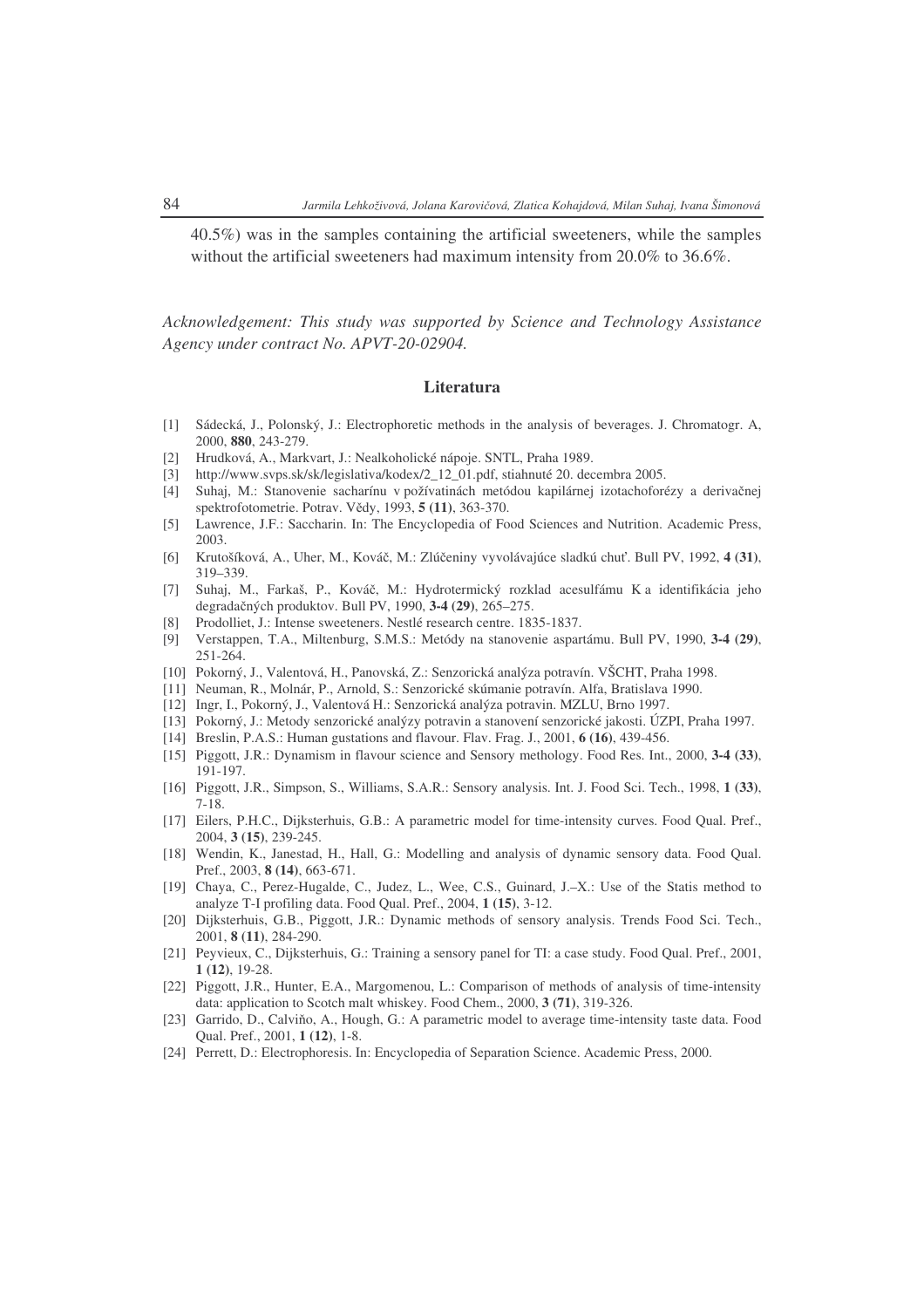40.5%) was in the samples containing the artificial sweeteners, while the samples without the artificial sweeteners had maximum intensity from 20.0% to 36.6%.

*Acknowledgement: This study was supported by Science and Technology Assistance Agency under contract No. APVT-20-02904.*

## Literatura

[1] Sádecká, J., Polonský, J.: Electrophoretic methods in the analysis of beverages. J. Chromatogr. A, 2000, **880**, 243-279.

[2] Hrudková, A., Markvart, J.: Nealkoholické nápoje. SNTL, Praha 1989.

[3] http://www.svps.sk/sk/legislativa/kodex/2_12_01.pdf, stiahnuté 20. decembra 2005.

[4] Suhaj, M.: Stanovenie sacharínu v požívatinách metódou kapilárnej izotachoforézy a derivačnej spektrofotometrie. Potrav. Vědy, 1993, **5 (11)**, 363-370.

[5] Lawrence, J.F.: Saccharin. In: The Encyclopedia of Food Sciences and Nutrition. Academic Press, 2003.

[6] Krutošíková, A., Uher, M., Kováč, M.: Zlúčeniny vyvolávajúce sladkú chuť. Bull PV, 1992, **4 (31)**, 319–339.

[7] Suhaj, M., Farkaš, P., Kováč, M.: Hydrotermický rozklad acesulfámu K a identifikácia jeho degradačných produktov. Bull PV, 1990, **3-4 (29)**, 265–275.

[8] Prodolliet, J.: Intense sweeteners. Nestlé research centre. 1835-1837.

[9] Verstappen, T.A., Miltenburg, S.M.S.: Metódy na stanovenie aspartámu. Bull PV, 1990, **3-4 (29)**, 251-264.

[10] Pokorný, J., Valentová, H., Panovská, Z.: Senzorická analýza potravín. VŠCHT, Praha 1998.

[11] Neuman, R., Molnár, P., Arnold, S.: Senzorické skúmanie potravín. Alfa, Bratislava 1990.

[12] Ingr, I., Pokorný, J., Valentová H.: Senzorická analýza potravin. MZLU, Brno 1997.

[13] Pokorný, J.: Metody senzorické analýzy potravin a stanovení senzorické jakosti. ÚZPI, Praha 1997.

[14] Breslin, P.A.S.: Human gustations and flavour. Flav. Frag. J., 2001, **6 (16)**, 439-456.

[15] Piggott, J.R.: Dynamism in flavour science and Sensory methology. Food Res. Int., 2000, **3-4 (33)**, 191-197.

[16] Piggott, J.R., Simpson, S., Williams, S.A.R.: Sensory analysis. Int. J. Food Sci. Tech., 1998, **1 (33)**, 7-18.

[17] Eilers, P.H.C., Dijksterhuis, G.B.: A parametric model for time-intensity curves. Food Qual. Pref., 2004, **3 (15)**, 239-245.

[18] Wendin, K., Janestad, H., Hall, G.: Modelling and analysis of dynamic sensory data. Food Qual. Pref., 2003, **8 (14)**, 663-671.

[19] Chaya, C., Perez-Hugalde, C., Judez, L., Wee, C.S., Guinard, J.–X.: Use of the Statis method to analyze T-I profiling data. Food Qual. Pref., 2004, **1 (15)**, 3-12.

[20] Dijksterhuis, G.B., Piggott, J.R.: Dynamic methods of sensory analysis. Trends Food Sci. Tech., 2001, **8 (11)**, 284-290.

[21] Peyvieux, C., Dijksterhuis, G.: Training a sensory panel for TI: a case study. Food Qual. Pref., 2001, **1 (12)**, 19-28.

[22] Piggott, J.R., Hunter, E.A., Margomenou, L.: Comparison of methods of analysis of time-intensity data: application to Scotch malt whiskey. Food Chem., 2000, **3 (71)**, 319-326.

[23] Garrido, D., Calviño, A., Hough, G.: A parametric model to average time-intensity taste data. Food Qual. Pref., 2001, **1 (12)**, 1-8.

[24] Perrett, D.: Electrophoresis. In: Encyclopedia of Separation Science. Academic Press, 2000.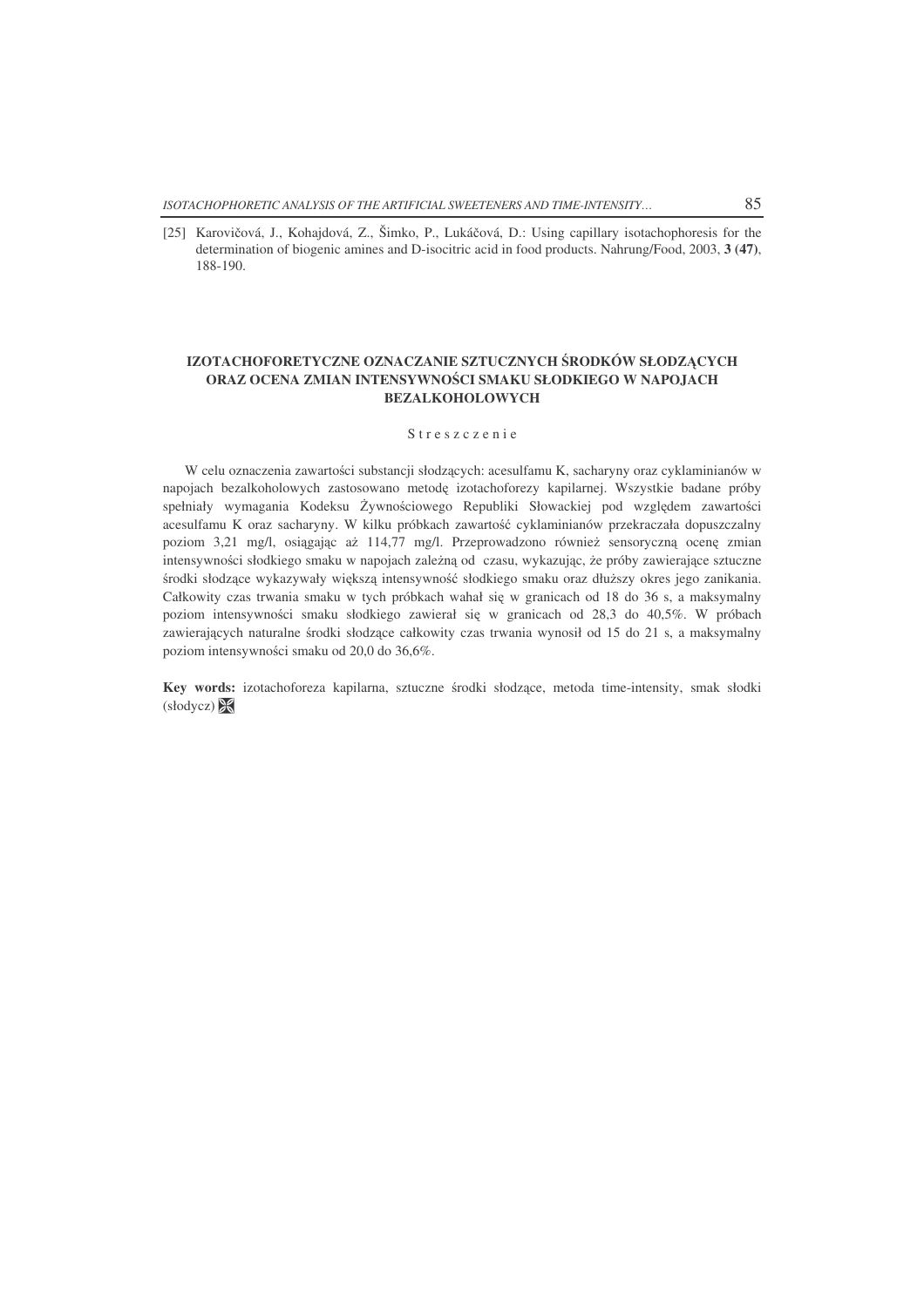[25] Karovičová, J., Kohajdová, Z., Šimko, P., Lukáčová, D.: Using capillary isotachophoresis for the determination of biogenic amines and D-isocitric acid in food products. Nahrung/Food, 2003, **3 (47)**, 188-190.

## IZOTACHOFORETYCZNE OZNACZANIE SZTUCZNYCH ŚRODKÓW SŁODZĄCYCH ORAZ OCENA ZMIAN INTENSYWNOŚCI SMAKU SŁODKIEGO W NAPOJACH BEZALKOHOLOWYCH

### Streszczenie

W celu oznaczenia zawartości substancji słodzących: acesulfamu K, sacharyny oraz cyklaminianów w napojach bezalkoholowych zastosowano metodę izotachoforezy kapilarnej. Wszystkie badane próby spełniały wymagania Kodeksu Żywnościowego Republiki Słowackiej pod względem zawartości acesulfamu K oraz sacharyny. W kilku próbkach zawartość cyklaminianów przekraczała dopuszczalny poziom 3,21 mg/l, osiągając aż 114,77 mg/l. Przeprowadzono również sensoryczną ocenę zmian intensywności słodkiego smaku w napojach zależną od czasu, wykazując, że próby zawierające sztuczne środki słodzące wykazywały większą intensywność słodkiego smaku oraz dłuższy okres jego zanikania. Całkowity czas trwania smaku w tych próbkach wahał się w granicach od 18 do 36 s, a maksymalny poziom intensywności smaku słodkiego zawierał się w granicach od 28,3 do 40,5%. W próbach zawierających naturalne środki słodzące całkowity czas trwania wynosił od 15 do 21 s, a maksymalny poziom intensywności smaku od 20,0 do 36,6%.

**Key words:** izotachoforeza kapilarna, sztuczne środki słodzące, metoda time-intensity, smak słodki (słodycz)